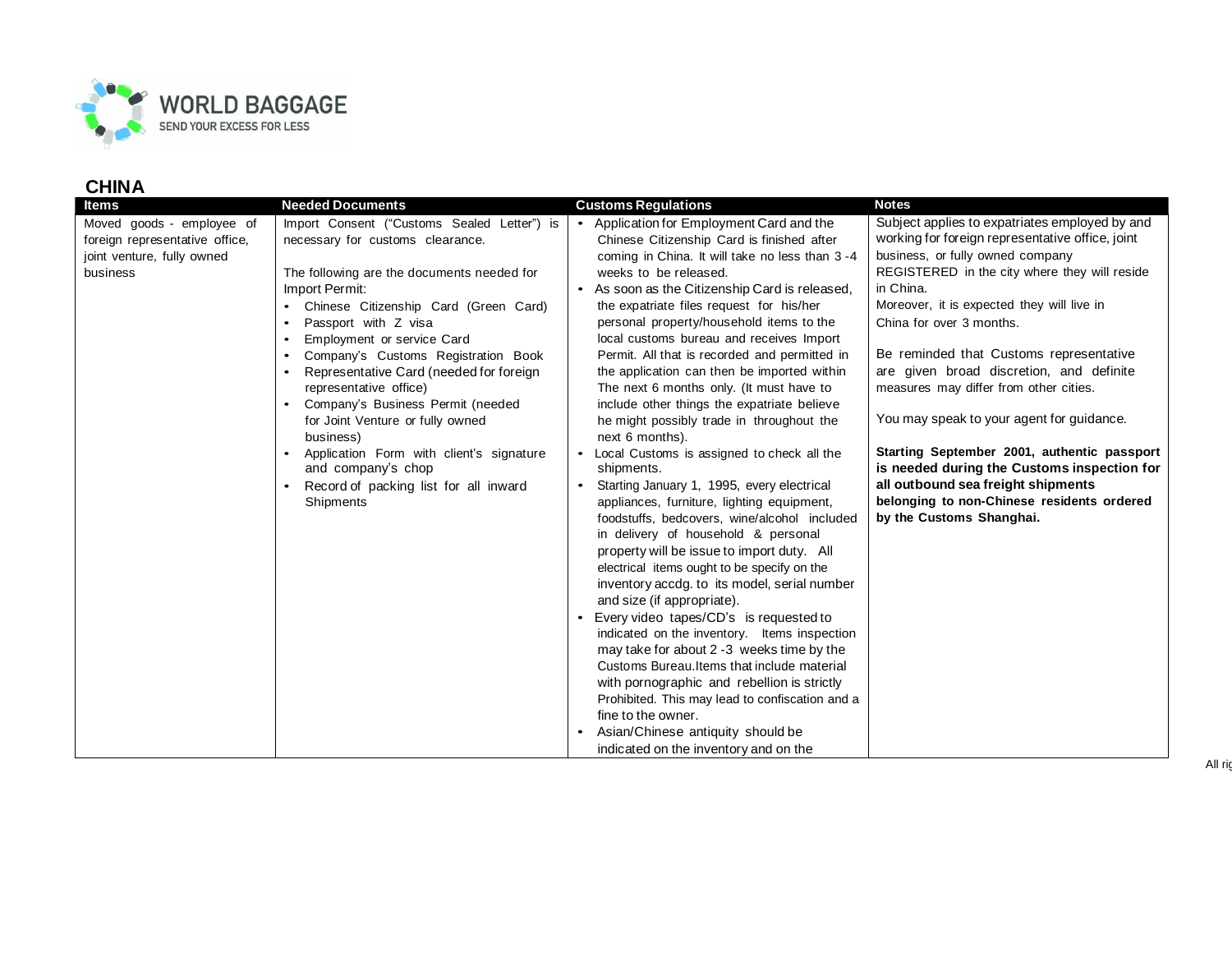WORLD BAGGAGE
SEND YOUR EXCESS FOR LESS

# CHINA

| Items | Needed Documents | Customs Regulations | Notes |
|---|---|---|---|
| Moved goods - employee of foreign representative office, joint venture, fully owned business | Import Consent ("Customs Sealed Letter") is necessary for customs clearance.<br><br>The following are the documents needed for Import Permit:<br>• Chinese Citizenship Card (Green Card)<br>• Passport with Z visa<br>• Employment or service Card<br>• Company's Customs Registration Book<br>• Representative Card (needed for foreign representative office)<br>• Company's Business Permit (needed for Joint Venture or fully owned business)<br>• Application Form with client's signature and company's chop<br>• Record of packing list for all inward Shipments | • Application for Employment Card and the Chinese Citizenship Card is finished after coming in China. It will take no less than 3 -4 weeks to be released.<br>• As soon as the Citizenship Card is released, the expatriate files request for his/her personal property/household items to the local customs bureau and receives Import Permit. All that is recorded and permitted in the application can then be imported within The next 6 months only. (It must have to include other things the expatriate believe he might possibly trade in throughout the next 6 months).<br>• Local Customs is assigned to check all the shipments.<br>• Starting January 1, 1995, every electrical appliances, furniture, lighting equipment, foodstuffs, bedcovers, wine/alcohol included in delivery of household & personal property will be issue to import duty. All electrical items ought to be specify on the inventory accdg. to its model, serial number and size (if appropriate).<br>• Every video tapes/CD's is requested to indicated on the inventory. Items inspection may take for about 2 -3 weeks time by the Customs Bureau.Items that include material with pornographic and rebellion is strictly Prohibited. This may lead to confiscation and a fine to the owner.<br>• Asian/Chinese antiquity should be indicated on the inventory and on the | Subject applies to expatriates employed by and working for foreign representative office, joint business, or fully owned company REGISTERED in the city where they will reside in China.<br>Moreover, it is expected they will live in China for over 3 months.<br><br>Be reminded that Customs representative are given broad discretion, and definite measures may differ from other cities.<br><br>You may speak to your agent for guidance.<br><br>**Starting September 2001, authentic passport is needed during the Customs inspection for all outbound sea freight shipments belonging to non-Chinese residents ordered by the Customs Shanghai.** |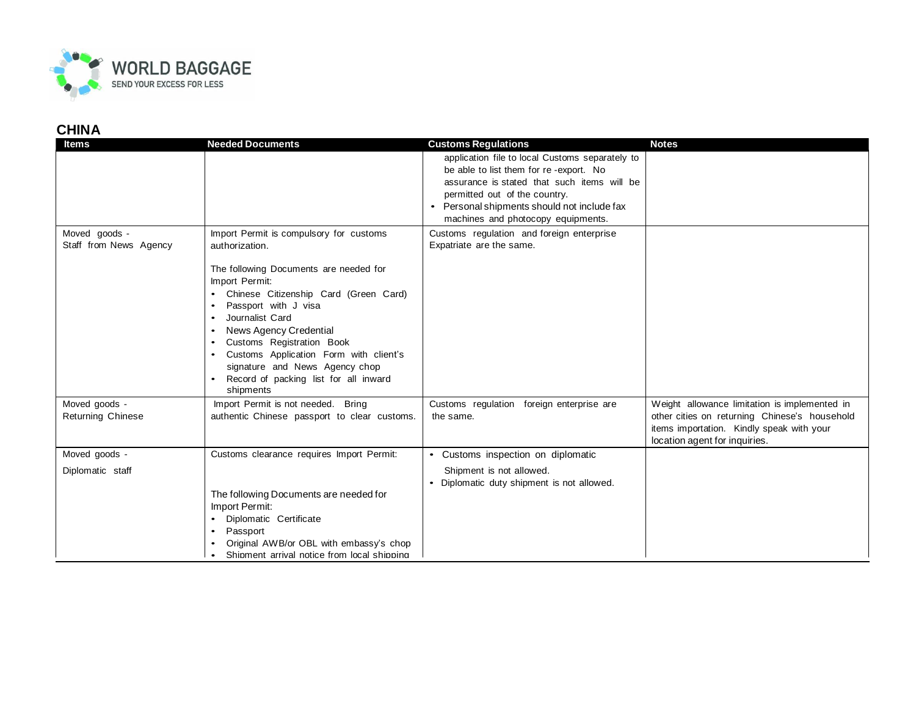## CHINA

| Items | Needed Documents | Customs Regulations | Notes |
|---|---|---|---|
| | | application file to local Customs separately to be able to list them for re -export. No assurance is stated that such items will be permitted out of the country.<br>• Personal shipments should not include fax machines and photocopy equipments. | |
| Moved goods - Staff from News Agency | Import Permit is compulsory for customs authorization.<br><br>The following Documents are needed for Import Permit:<br>• Chinese Citizenship Card (Green Card)<br>• Passport with J visa<br>• Journalist Card<br>• News Agency Credential<br>• Customs Registration Book<br>• Customs Application Form with client's signature and News Agency chop<br>• Record of packing list for all inward shipments | Customs regulation and foreign enterprise Expatriate are the same. | |
| Moved goods - Returning Chinese | Import Permit is not needed. Bring authentic Chinese passport to clear customs. | Customs regulation foreign enterprise are the same. | Weight allowance limitation is implemented in other cities on returning Chinese's household items importation. Kindly speak with your location agent for inquiries. |
| Moved goods - Diplomatic staff | Customs clearance requires Import Permit:<br><br>The following Documents are needed for Import Permit:<br>• Diplomatic Certificate<br>• Passport<br>• Original AWB/or OBL with embassy's chop<br>• Shipment arrival notice from local shipping | • Customs inspection on diplomatic Shipment is not allowed.<br>• Diplomatic duty shipment is not allowed. | |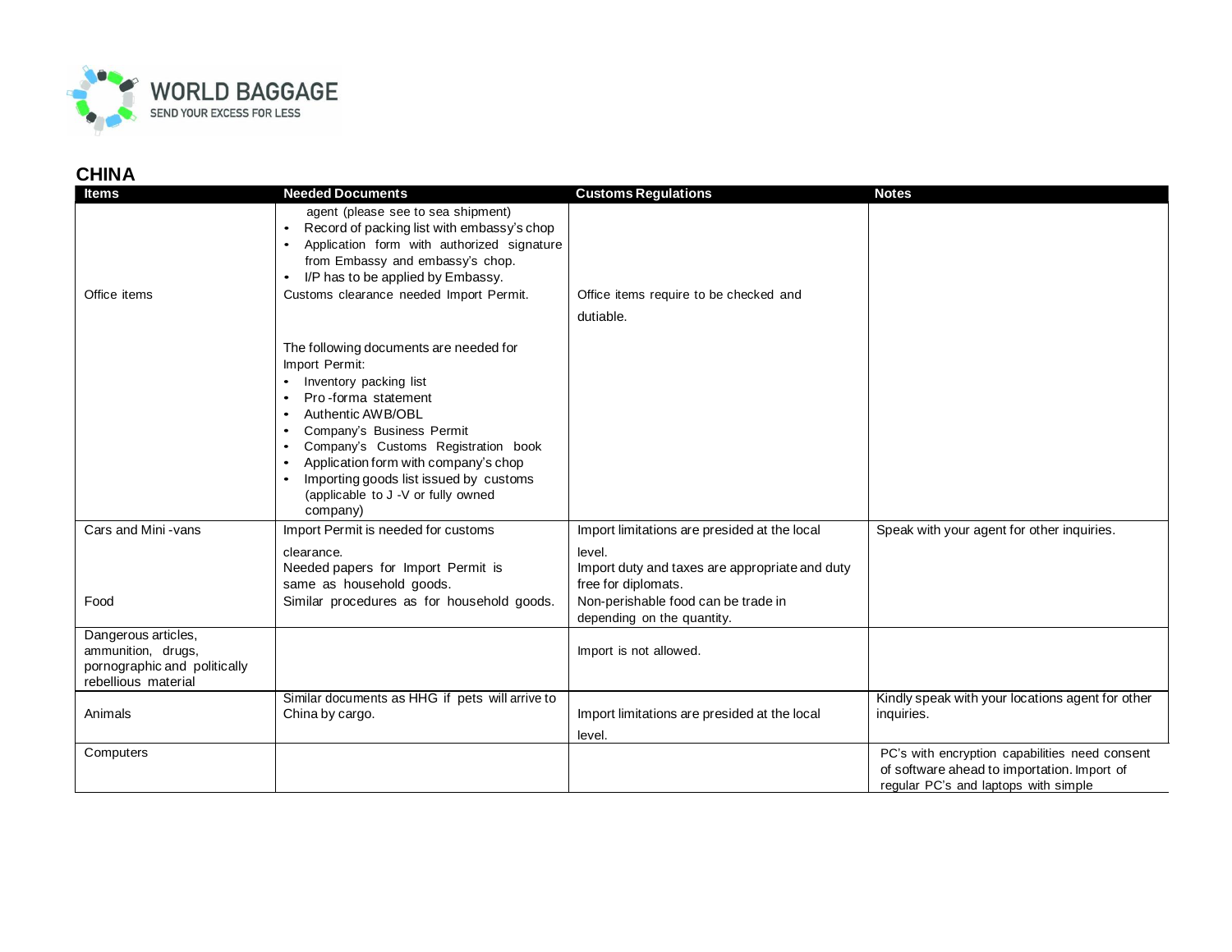## CHINA

| Items | Needed Documents | Customs Regulations | Notes |
|---|---|---|---|
| Office items | agent (please see to sea shipment)<br>• Record of packing list with embassy's chop<br>• Application form with authorized signature from Embassy and embassy's chop.<br>• I/P has to be applied by Embassy.<br>Customs clearance needed Import Permit.<br><br>The following documents are needed for Import Permit:<br>• Inventory packing list<br>• Pro-forma statement<br>• Authentic AWB/OBL<br>• Company's Business Permit<br>• Company's Customs Registration book<br>• Application form with company's chop<br>• Importing goods list issued by customs (applicable to J-V or fully owned company) | Office items require to be checked and dutiable. | |
| Cars and Mini-vans<br><br>Food | Import Permit is needed for customs clearance.<br>Needed papers for Import Permit is same as household goods.<br>Similar procedures as for household goods. | Import limitations are presided at the local level.<br>Import duty and taxes are appropriate and duty free for diplomats.<br>Non-perishable food can be trade in depending on the quantity. | Speak with your agent for other inquiries. |
| Dangerous articles, ammunition, drugs, pornographic and politically rebellious material | | Import is not allowed. | |
| Animals | Similar documents as HHG if pets will arrive to China by cargo. | Import limitations are presided at the local level. | Kindly speak with your locations agent for other inquiries. |
| Computers | | | PC's with encryption capabilities need consent of software ahead to importation. Import of regular PC's and laptops with simple |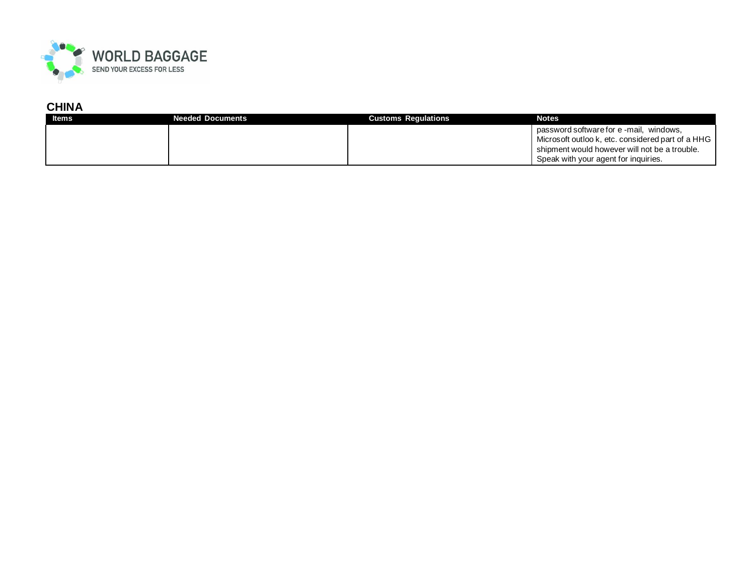WORLD BAGGAGE
SEND YOUR EXCESS FOR LESS

## CHINA

| Items | Needed Documents | Customs Regulations | Notes |
|---|---|---|---|
| | | | password software for e -mail, windows, Microsoft outloo k, etc. considered part of a HHG shipment would however will not be a trouble. Speak with your agent for inquiries. |